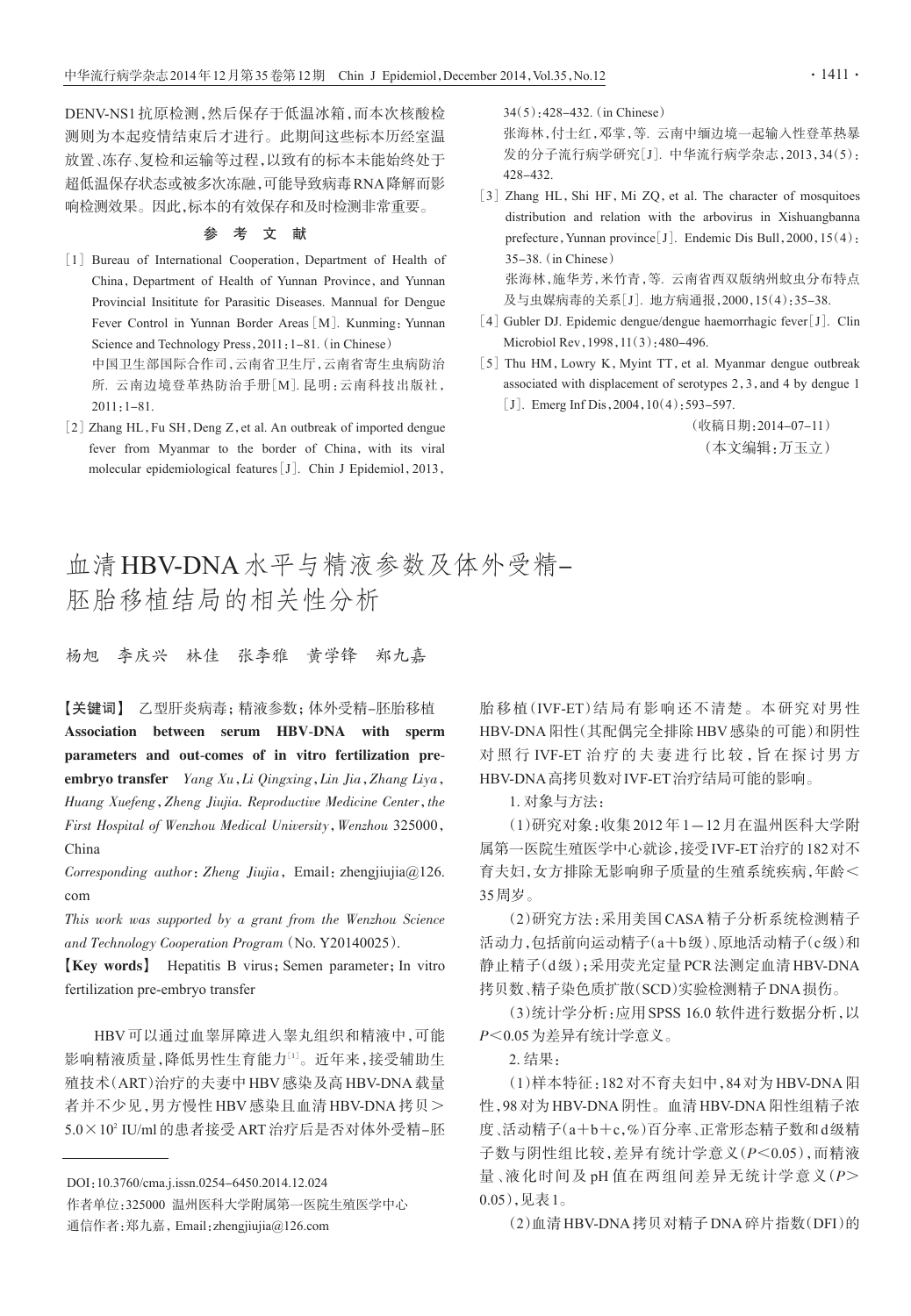DENV-NS1抗原检测,然后保存于低温冰箱,而本次核酸检测则为本起疫情结束后才进行。此期间这些标本历经室温放置、冻存、复检和运输等过程,以致有的标本未能始终处于超低温保存状态或被多次冻融,可能导致病毒RNA降解而影响检测效果。因此,标本的有效保存和及时检测非常重要。

## 参考文献

[1] Bureau of International Cooperation, Department of Health of China, Department of Health of Yunnan Province, and Yunnan Provincial Insititute for Parasitic Diseases. Mannual for Dengue Fever Control in Yunnan Border Areas[M]. Kunming: Yunnan Science and Technology Press, 2011: 1-81. (in Chinese)
中国卫生部国际合作司,云南省卫生厅,云南省寄生虫病防治所. 云南边境登革热防治手册[M]. 昆明:云南科技出版社, 2011:1-81.

[2] Zhang HL, Fu SH, Deng Z, et al. An outbreak of imported dengue fever from Myanmar to the border of China, with its viral molecular epidemiological features[J]. Chin J Epidemiol, 2013, 34(5):428-432. (in Chinese)
张海林,付士红,邓掌,等. 云南中缅边境一起输入性登革热暴发的分子流行病学研究[J]. 中华流行病学杂志, 2013, 34(5): 428-432.

[3] Zhang HL, Shi HF, Mi ZQ, et al. The character of mosquitoes distribution and relation with the arbovirus in Xishuangbanna prefecture, Yunnan province[J]. Endemic Dis Bull, 2000, 15(4): 35-38. (in Chinese)
张海林,施华芳,米竹青,等. 云南省西双版纳州蚊虫分布特点及与虫媒病毒的关系[J]. 地方病通报, 2000, 15(4):35-38.

[4] Gubler DJ. Epidemic dengue/dengue haemorrhagic fever[J]. Clin Microbiol Rev, 1998, 11(3):480-496.

[5] Thu HM, Lowry K, Myint TT, et al. Myanmar dengue outbreak associated with displacement of serotypes 2, 3, and 4 by dengue 1 [J]. Emerg Inf Dis, 2004, 10(4):593-597.

(收稿日期:2014-07-11)
(本文编辑:万玉立)

# 血清HBV-DNA水平与精液参数及体外受精-胚胎移植结局的相关性分析

杨旭　李庆兴　林佳　张李雅　黄学锋　郑九嘉

【关键词】 乙型肝炎病毒;精液参数;体外受精-胚胎移植

**Association between serum HBV-DNA with sperm parameters and out-comes of in vitro fertilization pre-embryo transfer** *Yang Xu, Li Qingxing, Lin Jia, Zhang Liya, Huang Xuefeng, Zheng Jiujia. Reproductive Medicine Center, the First Hospital of Wenzhou Medical University, Wenzhou* 325000, China

*Corresponding author: Zheng Jiujia*, Email: zhengjiujia@126.com

*This work was supported by a grant from the Wenzhou Science and Technology Cooperation Program* (No. Y20140025).

【**Key words**】 Hepatitis B virus; Semen parameter; In vitro fertilization pre-embryo transfer

HBV可以通过血睾屏障进入睾丸组织和精液中,可能影响精液质量,降低男性生育能力[1]。近年来,接受辅助生殖技术(ART)治疗的夫妻中HBV感染及高HBV-DNA载量者并不少见,男方慢性HBV感染且血清HBV-DNA拷贝>$5.0\times10^2$ IU/ml的患者接受ART治疗后是否对体外受精-胚胎移植(IVF-ET)结局有影响还不清楚。本研究对男性HBV-DNA阳性(其配偶完全排除HBV感染的可能)和阴性对照行IVF-ET治疗的夫妻进行比较,旨在探讨男方HBV-DNA高拷贝数对IVF-ET治疗结局可能的影响。

1. 对象与方法:

(1)研究对象:收集2012年1—12月在温州医科大学附属第一医院生殖医学中心就诊,接受IVF-ET治疗的182对不育夫妇,女方排除无影响卵子质量的生殖系统疾病,年龄<35周岁。

(2)研究方法:采用美国CASA精子分析系统检测精子活动力,包括前向运动精子(a+b级)、原地活动精子(c级)和静止精子(d级);采用荧光定量PCR法测定血清HBV-DNA拷贝数、精子染色质扩散(SCD)实验检测精子DNA损伤。

(3)统计学分析:应用SPSS 16.0软件进行数据分析,以$P<0.05$为差异有统计学意义。

2. 结果:

(1)样本特征:182对不育夫妇中,84对为HBV-DNA阳性,98对为HBV-DNA阴性。血清HBV-DNA阳性组精子浓度、活动精子(a+b+c,%)百分率、正常形态精子数和d级精子数与阴性组比较,差异有统计学意义($P<0.05$),而精液量、液化时间及pH值在两组间差异无统计学意义($P>0.05$),见表1。

(2)血清HBV-DNA拷贝对精子DNA碎片指数(DFI)的

DOI:10.3760/cma.j.issn.0254-6450.2014.12.024

作者单位:325000 温州医科大学附属第一医院生殖医学中心

通信作者:郑九嘉, Email:zhengjiujia@126.com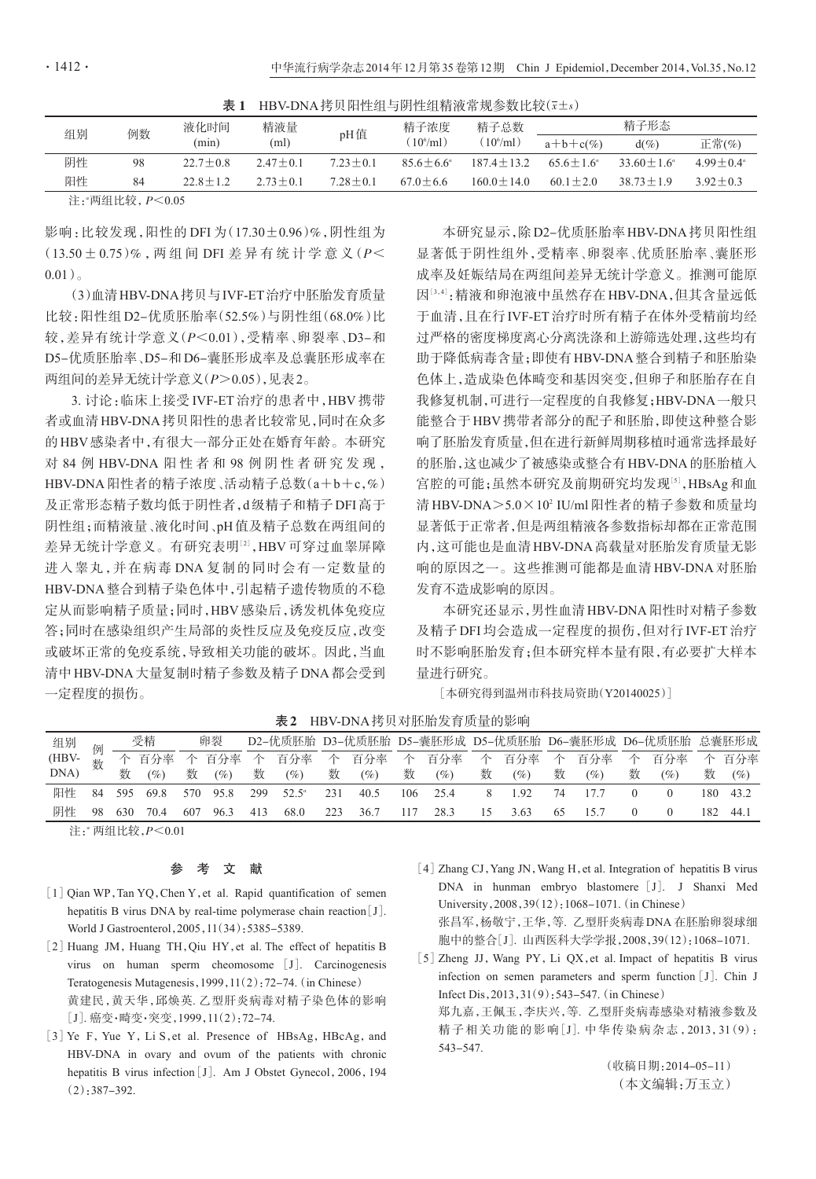**表1** HBV-DNA拷贝阳性组与阴性组精液常规参数比较($\bar{x}\pm s$)

| 组别 | 例数 | 液化时间(min) | 精液量(ml) | pH值 | 精子浓度($10^6$/ml) | 精子总数($10^6$/ml) | 精子形态 | | |
|---|---|---|---|---|---|---|---|---|---|
| | | | | | | | a+b+c(%) | d(%) | 正常(%) |
| 阴性 | 98 | 22.7±0.8 | 2.47±0.1 | 7.23±0.1 | 85.6±6.6[a] | 187.4±13.2 | 65.6±1.6[a] | 33.60±1.6[a] | 4.99±0.4[a] |
| 阳性 | 84 | 22.8±1.2 | 2.73±0.1 | 7.28±0.1 | 67.0±6.6 | 160.0±14.0 | 60.1±2.0 | 38.73±1.9 | 3.92±0.3 |

注：[a]两组比较，$P<0.05$

影响：比较发现，阳性的DFI为(17.30±0.96)%，阴性组为(13.50±0.75)%，两组间DFI差异有统计学意义($P<0.01$)。

(3)血清HBV-DNA拷贝与IVF-ET治疗中胚胎发育质量比较：阳性组D2-优质胚胎率(52.5%)与阴性组(68.0%)比较，差异有统计学意义($P<0.01$)，受精率、卵裂率、D3-和D5-优质胚胎率、D5-和D6-囊胚形成率及总囊胚形成率在两组间的差异无统计学意义($P>0.05$)，见表2。

3. 讨论：临床上接受IVF-ET治疗的患者中，HBV携带者或血清HBV-DNA拷贝阳性的患者比较常见，同时在众多的HBV感染者中，有很大一部分正处在婚育年龄。本研究对84例HBV-DNA阳性者和98例阴性者研究发现，HBV-DNA阳性者的精子浓度、活动精子总数(a+b+c,%)及正常形态精子数均低于阴性者，d级精子和精子DFI高于阴性组；而精液量、液化时间、pH值及精子总数在两组间的差异无统计学意义。有研究表明[2]，HBV可穿过血睾屏障进入睾丸，并在病毒DNA复制的同时会有一定数量的HBV-DNA整合到精子染色体中，引起精子遗传物质的不稳定从而影响精子质量；同时，HBV感染后，诱发机体免疫应答；同时在感染组织产生局部的炎性反应及免疫反应，改变或破坏正常的免疫系统，导致相关功能的破坏。因此，当血清中HBV-DNA大量复制时精子参数及精子DNA都会受到一定程度的损伤。

本研究显示，除D2-优质胚胎率HBV-DNA拷贝阳性组显著低于阴性组外，受精率、卵裂率、优质胚胎率、囊胚形成率及妊娠结局在两组间差异无统计学意义。推测可能原因[3,4]：精液和卵泡液中虽然存在HBV-DNA，但其含量远低于血清，且在行IVF-ET治疗时所有精子在体外受精前均经过严格的密度梯度离心分离洗涤和上游筛选处理，这些均有助于降低病毒含量；即使有HBV-DNA整合到精子和胚胎染色体上，造成染色体畸变和基因突变，但卵子和胚胎存在自我修复机制，可进行一定程度的自我修复；HBV-DNA一般只能整合于HBV携带者部分的配子和胚胎，即使这种整合影响了胚胎发育质量，但在进行新鲜周期移植时通常选择最好的胚胎，这也减少了被感染或整合有HBV-DNA的胚胎植入宫腔的可能；虽然本研究及前期研究均发现[5]，HBsAg和血清HBV-DNA>$5.0\times10^2$ IU/ml阳性者的精子参数和质量均显著低于正常者，但是两组精液各参数指标却都在正常范围内，这可能也是血清HBV-DNA高载量对胚胎发育质量无影响的原因之一。这些推测可能都是血清HBV-DNA对胚胎发育不造成影响的原因。

本研究还显示，男性血清HBV-DNA阳性时对精子参数及精子DFI均会造成一定程度的损伤，但对行IVF-ET治疗时不影响胚胎发育；但本研究样本量有限，有必要扩大样本量进行研究。

[本研究得到温州市科技局资助(Y20140025)]

**表2** HBV-DNA拷贝对胚胎发育质量的影响

| 组别(HBV-DNA) | 例数 | 受精 | | 卵裂 | | D2-优质胚胎 | | D3-优质胚胎 | | D5-囊胚形成 | | D5-优质胚胎 | | D6-囊胚形成 | | D6-优质胚胎 | | 总囊胚形成 | |
|---|---|---|---|---|---|---|---|---|---|---|---|---|---|---|---|---|---|---|---|
| | | 个数 | 百分率(%) | 个数 | 百分率(%) | 个数 | 百分率(%) | 个数 | 百分率(%) | 个数 | 百分率(%) | 个数 | 百分率(%) | 个数 | 百分率(%) | 个数 | 百分率(%) | 个数 | 百分率(%) |
| 阳性 | 84 | 595 | 69.8 | 570 | 95.8 | 299 | 52.5[a] | 231 | 40.5 | 106 | 25.4 | 8 | 1.92 | 74 | 17.7 | 0 | 0 | 180 | 43.2 |
| 阴性 | 98 | 630 | 70.4 | 607 | 96.3 | 413 | 68.0 | 223 | 36.7 | 117 | 28.3 | 15 | 3.63 | 65 | 15.7 | 0 | 0 | 182 | 44.1 |

注：[a]两组比较，$P<0.01$

## 参考文献

[1] Qian WP, Tan YQ, Chen Y, et al. Rapid quantification of semen hepatitis B virus DNA by real-time polymerase chain reaction[J]. World J Gastroenterol, 2005, 11(34): 5385-5389.

[2] Huang JM, Huang TH, Qiu HY, et al. The effect of hepatitis B virus on human sperm cheomosome [J]. Carcinogenesis Teratogenesis Mutagenesis, 1999, 11(2): 72-74. (in Chinese)
黄建民，黄天华，邱焕英. 乙型肝炎病毒对精子染色体的影响[J]. 癌变·畸变·突变, 1999, 11(2): 72-74.

[3] Ye F, Yue Y, Li S, et al. Presence of HBsAg, HBcAg, and HBV-DNA in ovary and ovum of the patients with chronic hepatitis B virus infection[J]. Am J Obstet Gynecol, 2006, 194(2): 387-392.

[4] Zhang CJ, Yang JN, Wang H, et al. Integration of hepatitis B virus DNA in hunman embryo blastomere [J]. J Shanxi Med University, 2008, 39(12): 1068-1071. (in Chinese)
张昌军，杨敬宁，王华，等. 乙型肝炎病毒DNA在胚胎卵裂球细胞中的整合[J]. 山西医科大学学报, 2008, 39(12): 1068-1071.

[5] Zheng JJ, Wang PY, Li QX, et al. Impact of hepatitis B virus infection on semen parameters and sperm function [J]. Chin J Infect Dis, 2013, 31(9): 543-547. (in Chinese)
郑九嘉，王佩玉，李庆兴，等. 乙型肝炎病毒感染对精液参数及精子相关功能的影响[J]. 中华传染病杂志, 2013, 31(9): 543-547.

(收稿日期：2014-05-11)
(本文编辑：万玉立)